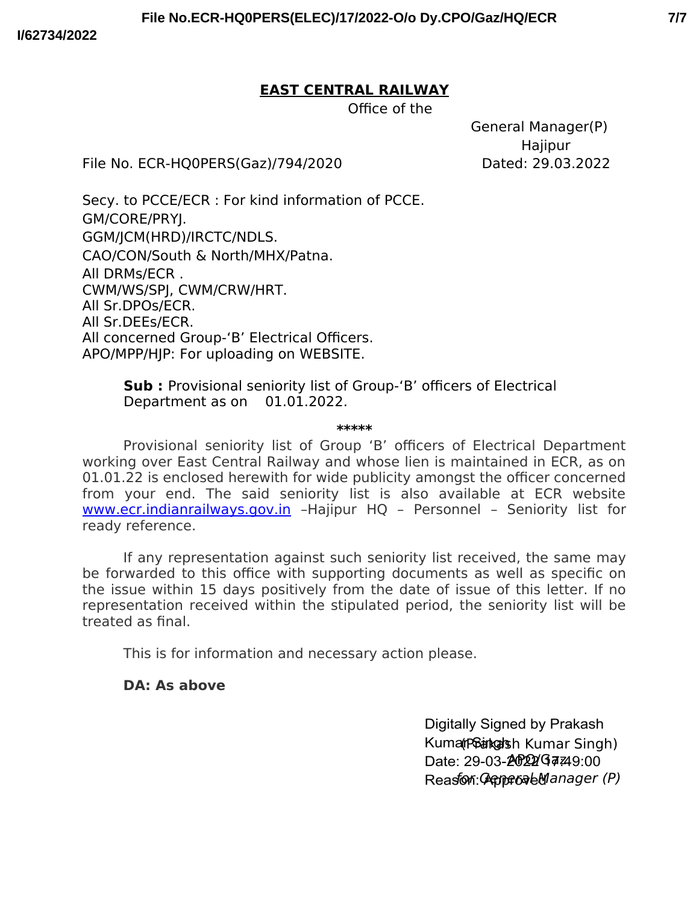# EAST CENTRAL RAILWAY

Office of the

General Manager(P)
Hajipur

File No. ECR-HQ0PERS(Gaz)/794/2020 Dated: 29.03.2022

Secy. to PCCE/ECR : For kind information of PCCE.
GM/CORE/PRYJ.
GGM/JCM(HRD)/IRCTC/NDLS.
CAO/CON/South & North/MHX/Patna.
All DRMs/ECR .
CWM/WS/SPJ, CWM/CRW/HRT.
All Sr.DPOs/ECR.
All Sr.DEEs/ECR.
All concerned Group-'B' Electrical Officers.
APO/MPP/HJP: For uploading on WEBSITE.

**Sub :** Provisional seniority list of Group-'B' officers of Electrical Department as on 01.01.2022.

*****

Provisional seniority list of Group 'B' officers of Electrical Department working over East Central Railway and whose lien is maintained in ECR, as on 01.01.22 is enclosed herewith for wide publicity amongst the officer concerned from your end. The said seniority list is also available at ECR website www.ecr.indianrailways.gov.in –Hajipur HQ – Personnel – Seniority list for ready reference.

If any representation against such seniority list received, the same may be forwarded to this office with supporting documents as well as specific on the issue within 15 days positively from the date of issue of this letter. If no representation received within the stipulated period, the seniority list will be treated as final.

This is for information and necessary action please.

**DA: As above**

Digitally Signed by Prakash Kumar Singh
Date: 29-03-2022 17:49:00
Reason: Approved

(Prakash Kumar Singh)
APO/Gaz
*for General Manager (P)*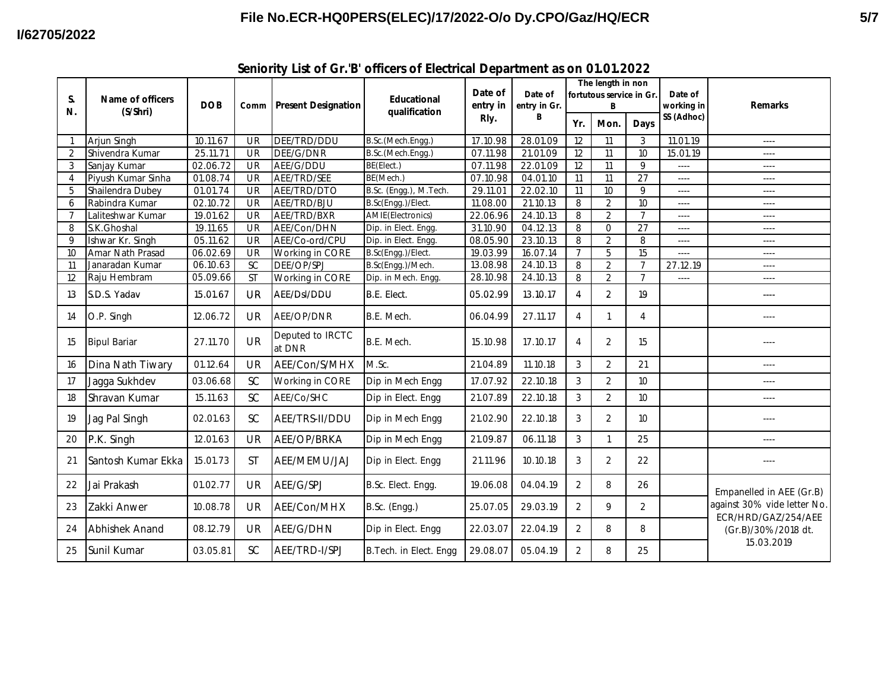## Seniority List of Gr.'B' officers of Electrical Department as on 01.01.2022

| S. N. | Name of officers (S/Shri) | DOB | Comm | Present Designation | Educational qualification | Date of entry in Rly. | Date of entry in Gr. B | The length in non fortutous service in Gr. B | | | Date of working in SS (Adhoc) | Remarks |
|---|---|---|---|---|---|---|---|---|---|---|---|---|
| | | | | | | | | Yr. | Mon. | Days | | |
| 1 | Arjun Singh | 10.11.67 | UR | DEE/TRD/DDU | B.Sc.(Mech.Engg.) | 17.10.98 | 28.01.09 | 12 | 11 | 3 | 11.01.19 | ---- |
| 2 | Shivendra Kumar | 25.11.71 | UR | DEE/G/DNR | B.Sc.(Mech.Engg.) | 07.11.98 | 21.01.09 | 12 | 11 | 10 | 15.01.19 | ---- |
| 3 | Sanjay Kumar | 02.06.72 | UR | AEE/G/DDU | BE(Elect.) | 07.11.98 | 22.01.09 | 12 | 11 | 9 | ---- | ---- |
| 4 | Piyush Kumar Sinha | 01.08.74 | UR | AEE/TRD/SEE | BE(Mech.) | 07.10.98 | 04.01.10 | 11 | 11 | 27 | ---- | ---- |
| 5 | Shailendra Dubey | 01.01.74 | UR | AEE/TRD/DTO | B.Sc. (Engg.), M.Tech. | 29.11.01 | 22.02.10 | 11 | 10 | 9 | ---- | ---- |
| 6 | Rabindra Kumar | 02.10.72 | UR | AEE/TRD/BJU | B.Sc(Engg.)/Elect. | 11.08.00 | 21.10.13 | 8 | 2 | 10 | ---- | ---- |
| 7 | Laliteshwar Kumar | 19.01.62 | UR | AEE/TRD/BXR | AMIE(Electronics) | 22.06.96 | 24.10.13 | 8 | 2 | 7 | ---- | ---- |
| 8 | S.K.Ghoshal | 19.11.65 | UR | AEE/Con/DHN | Dip. in Elect. Engg. | 31.10.90 | 04.12.13 | 8 | 0 | 27 | ---- | ---- |
| 9 | Ishwar Kr. Singh | 05.11.62 | UR | AEE/Co-ord/CPU | Dip. in Elect. Engg. | 08.05.90 | 23.10.13 | 8 | 2 | 8 | ---- | ---- |
| 10 | Amar Nath Prasad | 06.02.69 | UR | Working in CORE | B.Sc(Engg.)/Elect. | 19.03.99 | 16.07.14 | 7 | 5 | 15 | ---- | ---- |
| 11 | Janaradan Kumar | 06.10.63 | SC | DEE/OP/SPJ | B.Sc(Engg.)/Mech. | 13.08.98 | 24.10.13 | 8 | 2 | 7 | 27.12.19 | ---- |
| 12 | Raju Hembram | 05.09.66 | ST | Working in CORE | Dip. in Mech. Engg. | 28.10.98 | 24.10.13 | 8 | 2 | 7 | ---- | ---- |
| 13 | S.D.S. Yadav | 15.01.67 | UR | AEE/Dsl/DDU | B.E. Elect. | 05.02.99 | 13.10.17 | 4 | 2 | 19 | | ---- |
| 14 | O.P. Singh | 12.06.72 | UR | AEE/OP/DNR | B.E. Mech. | 06.04.99 | 27.11.17 | 4 | 1 | 4 | | ---- |
| 15 | Bipul Bariar | 27.11.70 | UR | Deputed to IRCTC at DNR | B.E. Mech. | 15.10.98 | 17.10.17 | 4 | 2 | 15 | | ---- |
| 16 | Dina Nath Tiwary | 01.12.64 | UR | AEE/Con/S/MHX | M.Sc. | 21.04.89 | 11.10.18 | 3 | 2 | 21 | | ---- |
| 17 | Jagga Sukhdev | 03.06.68 | SC | Working in CORE | Dip in Mech Engg | 17.07.92 | 22.10.18 | 3 | 2 | 10 | | ---- |
| 18 | Shravan Kumar | 15.11.63 | SC | AEE/Co/SHC | Dip in Elect. Engg | 21.07.89 | 22.10.18 | 3 | 2 | 10 | | ---- |
| 19 | Jag Pal Singh | 02.01.63 | SC | AEE/TRS-II/DDU | Dip in Mech Engg | 21.02.90 | 22.10.18 | 3 | 2 | 10 | | ---- |
| 20 | P.K. Singh | 12.01.63 | UR | AEE/OP/BRKA | Dip in Mech Engg | 21.09.87 | 06.11.18 | 3 | 1 | 25 | | ---- |
| 21 | Santosh Kumar Ekka | 15.01.73 | ST | AEE/MEMU/JAJ | Dip in Elect. Engg | 21.11.96 | 10.10.18 | 3 | 2 | 22 | | ---- |
| 22 | Jai Prakash | 01.02.77 | UR | AEE/G/SPJ | B.Sc. Elect. Engg. | 19.06.08 | 04.04.19 | 2 | 8 | 26 | | Empanelled in AEE (Gr.B) against 30% vide letter No. ECR/HRD/GAZ/254/AEE (Gr.B)/30%/2018 dt. 15.03.2019 |
| 23 | Zakki Anwer | 10.08.78 | UR | AEE/Con/MHX | B.Sc. (Engg.) | 25.07.05 | 29.03.19 | 2 | 9 | 2 | | |
| 24 | Abhishek Anand | 08.12.79 | UR | AEE/G/DHN | Dip in Elect. Engg | 22.03.07 | 22.04.19 | 2 | 8 | 8 | | |
| 25 | Sunil Kumar | 03.05.81 | SC | AEE/TRD-I/SPJ | B.Tech. in Elect. Engg | 29.08.07 | 05.04.19 | 2 | 8 | 25 | | |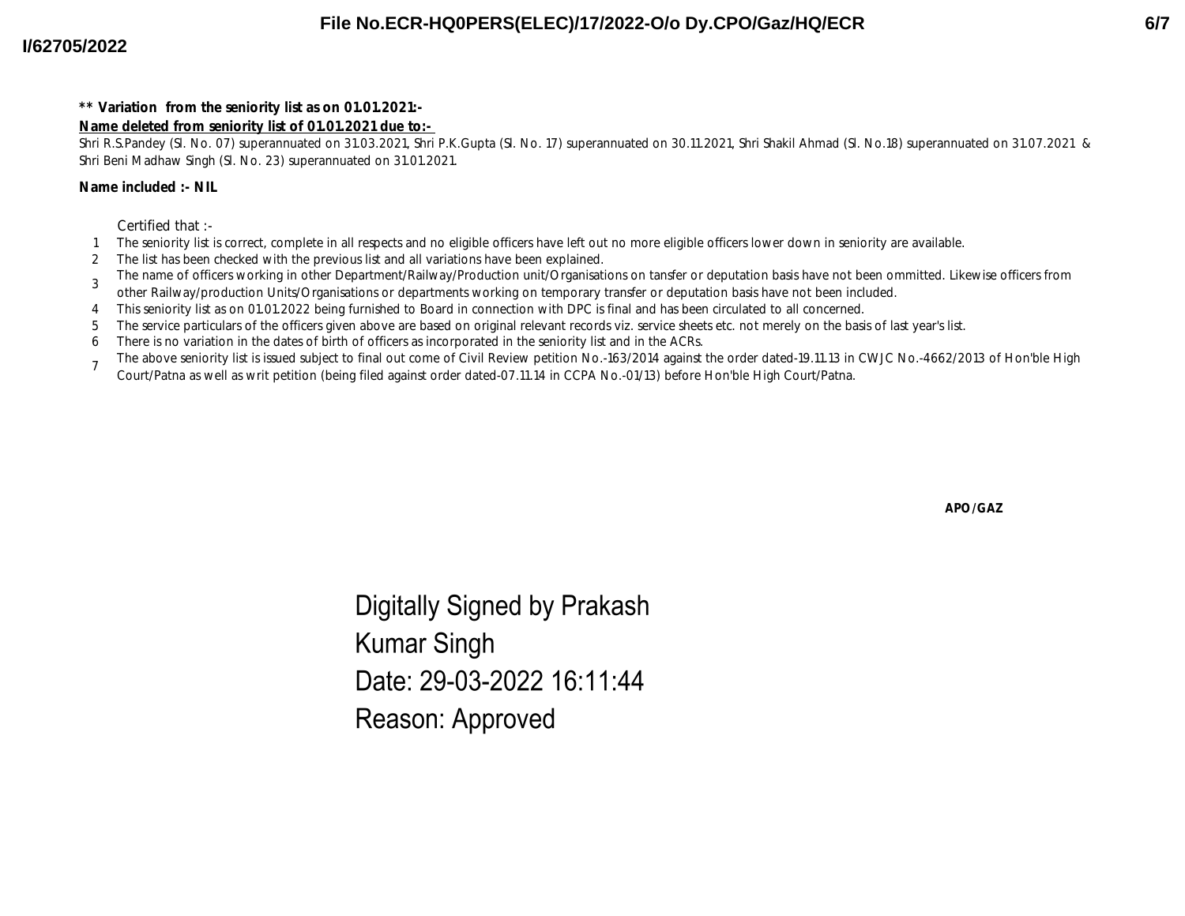**\*\* Variation from the seniority list as on 01.01.2021:-**

**<u>Name deleted from seniority list of 01.01.2021 due to:-</u>**

Shri R.S.Pandey (Sl. No. 07) superannuated on 31.03.2021, Shri P.K.Gupta (Sl. No. 17) superannuated on 30.11.2021, Shri Shakil Ahmad (Sl. No.18) superannuated on 31.07.2021 & Shri Beni Madhaw Singh (Sl. No. 23) superannuated on 31.01.2021.

**Name included :- NIL**

Certified that :-

1. The seniority list is correct, complete in all respects and no eligible officers have left out no more eligible officers lower down in seniority are available.
2. The list has been checked with the previous list and all variations have been explained.
3. The name of officers working in other Department/Railway/Production unit/Organisations on tansfer or deputation basis have not been ommitted. Likewise officers from other Railway/production Units/Organisations or departments working on temporary transfer or deputation basis have not been included.
4. This seniority list as on 01.01.2022 being furnished to Board in connection with DPC is final and has been circulated to all concerned.
5. The service particulars of the officers given above are based on original relevant records viz. service sheets etc. not merely on the basis of last year's list.
6. There is no variation in the dates of birth of officers as incorporated in the seniority list and in the ACRs.
7. The above seniority list is issued subject to final out come of Civil Review petition No.-163/2014 against the order dated-19.11.13 in CWJC No.-4662/2013 of Hon'ble High Court/Patna as well as writ petition (being filed against order dated-07.11.14 in CCPA No.-01/13) before Hon'ble High Court/Patna.

**APO/GAZ**

Digitally Signed by Prakash Kumar Singh
Date: 29-03-2022 16:11:44
Reason: Approved